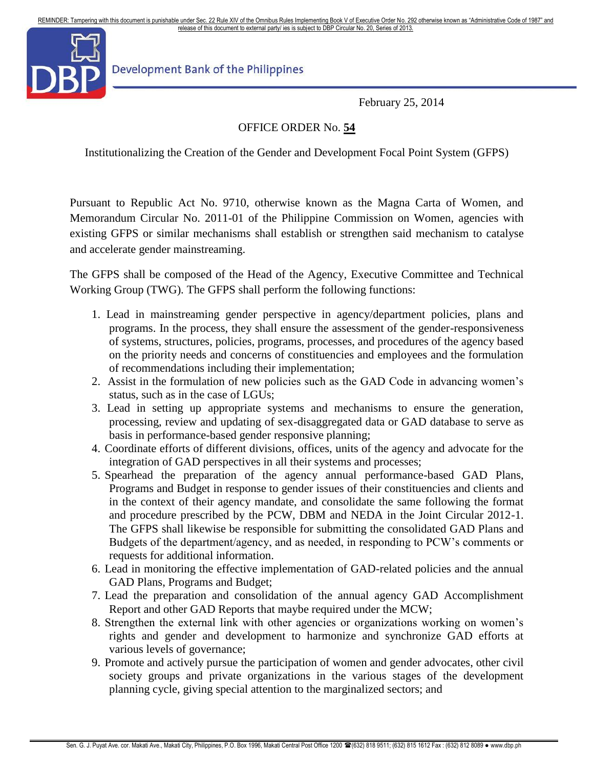REMINDER: Tampering with this document is punishable under Sec. 22 Rule XIV of the Omnibus Rules Implementing Book V of Executive Order No. 292 otherwise known as "Administrative Code of 1987" and release of this document to external party/ ies is subject to DBP Circular No. 20, Series of 2013.

Development Bank of the Philippines

February 25, 2014

OFFICE ORDER No. **54**

Institutionalizing the Creation of the Gender and Development Focal Point System (GFPS)

Pursuant to Republic Act No. 9710, otherwise known as the Magna Carta of Women, and Memorandum Circular No. 2011-01 of the Philippine Commission on Women, agencies with existing GFPS or similar mechanisms shall establish or strengthen said mechanism to catalyse and accelerate gender mainstreaming.

The GFPS shall be composed of the Head of the Agency, Executive Committee and Technical Working Group (TWG). The GFPS shall perform the following functions:

1. Lead in mainstreaming gender perspective in agency/department policies, plans and programs. In the process, they shall ensure the assessment of the gender-responsiveness of systems, structures, policies, programs, processes, and procedures of the agency based on the priority needs and concerns of constituencies and employees and the formulation of recommendations including their implementation;
2. Assist in the formulation of new policies such as the GAD Code in advancing women's status, such as in the case of LGUs;
3. Lead in setting up appropriate systems and mechanisms to ensure the generation, processing, review and updating of sex-disaggregated data or GAD database to serve as basis in performance-based gender responsive planning;
4. Coordinate efforts of different divisions, offices, units of the agency and advocate for the integration of GAD perspectives in all their systems and processes;
5. Spearhead the preparation of the agency annual performance-based GAD Plans, Programs and Budget in response to gender issues of their constituencies and clients and in the context of their agency mandate, and consolidate the same following the format and procedure prescribed by the PCW, DBM and NEDA in the Joint Circular 2012-1. The GFPS shall likewise be responsible for submitting the consolidated GAD Plans and Budgets of the department/agency, and as needed, in responding to PCW's comments or requests for additional information.
6. Lead in monitoring the effective implementation of GAD-related policies and the annual GAD Plans, Programs and Budget;
7. Lead the preparation and consolidation of the annual agency GAD Accomplishment Report and other GAD Reports that maybe required under the MCW;
8. Strengthen the external link with other agencies or organizations working on women's rights and gender and development to harmonize and synchronize GAD efforts at various levels of governance;
9. Promote and actively pursue the participation of women and gender advocates, other civil society groups and private organizations in the various stages of the development planning cycle, giving special attention to the marginalized sectors; and

Sen. G. J. Puyat Ave. cor. Makati Ave., Makati City, Philippines, P.O. Box 1996, Makati Central Post Office 1200 ☎(632) 818 9511; (632) 815 1612 Fax : (632) 812 8089 ● www.dbp.ph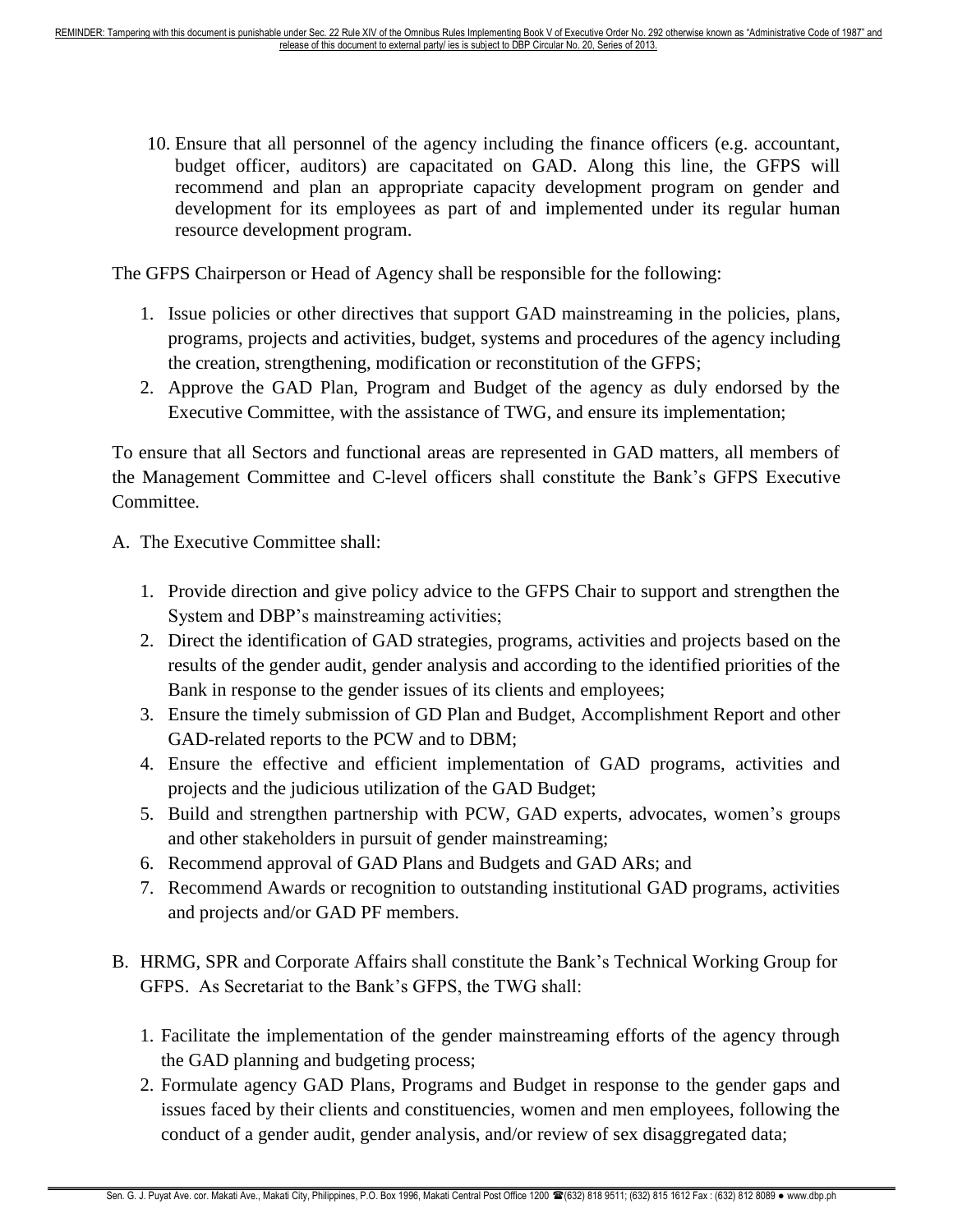10. Ensure that all personnel of the agency including the finance officers (e.g. accountant, budget officer, auditors) are capacitated on GAD. Along this line, the GFPS will recommend and plan an appropriate capacity development program on gender and development for its employees as part of and implemented under its regular human resource development program.

The GFPS Chairperson or Head of Agency shall be responsible for the following:

1. Issue policies or other directives that support GAD mainstreaming in the policies, plans, programs, projects and activities, budget, systems and procedures of the agency including the creation, strengthening, modification or reconstitution of the GFPS;
2. Approve the GAD Plan, Program and Budget of the agency as duly endorsed by the Executive Committee, with the assistance of TWG, and ensure its implementation;

To ensure that all Sectors and functional areas are represented in GAD matters, all members of the Management Committee and C-level officers shall constitute the Bank's GFPS Executive Committee.

A. The Executive Committee shall:

   1. Provide direction and give policy advice to the GFPS Chair to support and strengthen the System and DBP's mainstreaming activities;
   2. Direct the identification of GAD strategies, programs, activities and projects based on the results of the gender audit, gender analysis and according to the identified priorities of the Bank in response to the gender issues of its clients and employees;
   3. Ensure the timely submission of GD Plan and Budget, Accomplishment Report and other GAD-related reports to the PCW and to DBM;
   4. Ensure the effective and efficient implementation of GAD programs, activities and projects and the judicious utilization of the GAD Budget;
   5. Build and strengthen partnership with PCW, GAD experts, advocates, women's groups and other stakeholders in pursuit of gender mainstreaming;
   6. Recommend approval of GAD Plans and Budgets and GAD ARs; and
   7. Recommend Awards or recognition to outstanding institutional GAD programs, activities and projects and/or GAD PF members.

B. HRMG, SPR and Corporate Affairs shall constitute the Bank's Technical Working Group for GFPS. As Secretariat to the Bank's GFPS, the TWG shall:

   1. Facilitate the implementation of the gender mainstreaming efforts of the agency through the GAD planning and budgeting process;
   2. Formulate agency GAD Plans, Programs and Budget in response to the gender gaps and issues faced by their clients and constituencies, women and men employees, following the conduct of a gender audit, gender analysis, and/or review of sex disaggregated data;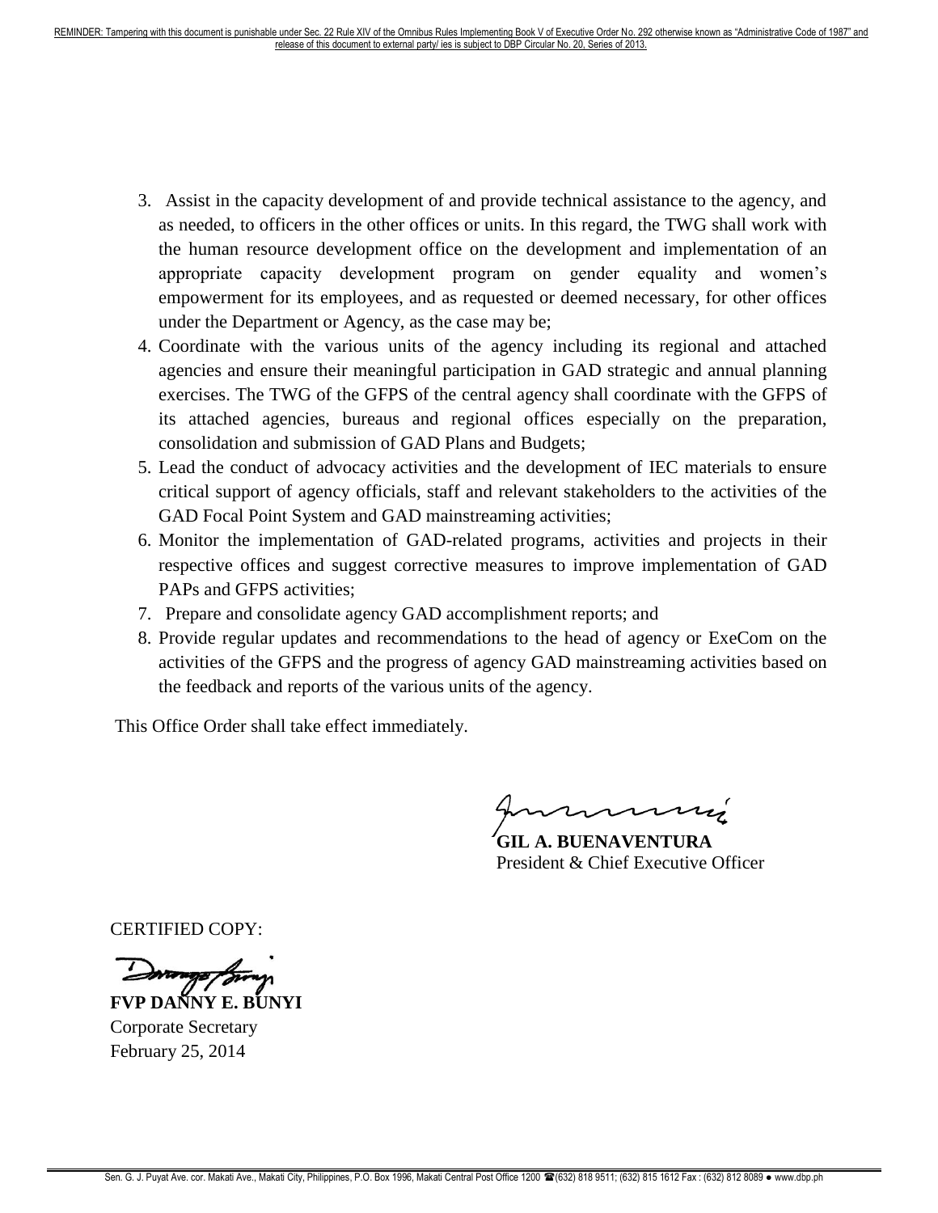3. Assist in the capacity development of and provide technical assistance to the agency, and as needed, to officers in the other offices or units. In this regard, the TWG shall work with the human resource development office on the development and implementation of an appropriate capacity development program on gender equality and women's empowerment for its employees, and as requested or deemed necessary, for other offices under the Department or Agency, as the case may be;
4. Coordinate with the various units of the agency including its regional and attached agencies and ensure their meaningful participation in GAD strategic and annual planning exercises. The TWG of the GFPS of the central agency shall coordinate with the GFPS of its attached agencies, bureaus and regional offices especially on the preparation, consolidation and submission of GAD Plans and Budgets;
5. Lead the conduct of advocacy activities and the development of IEC materials to ensure critical support of agency officials, staff and relevant stakeholders to the activities of the GAD Focal Point System and GAD mainstreaming activities;
6. Monitor the implementation of GAD-related programs, activities and projects in their respective offices and suggest corrective measures to improve implementation of GAD PAPs and GFPS activities;
7. Prepare and consolidate agency GAD accomplishment reports; and
8. Provide regular updates and recommendations to the head of agency or ExeCom on the activities of the GFPS and the progress of agency GAD mainstreaming activities based on the feedback and reports of the various units of the agency.

This Office Order shall take effect immediately.

**GIL A. BUENAVENTURA**
President & Chief Executive Officer

CERTIFIED COPY:

**FVP DANNY E. BUNYI**
Corporate Secretary
February 25, 2014